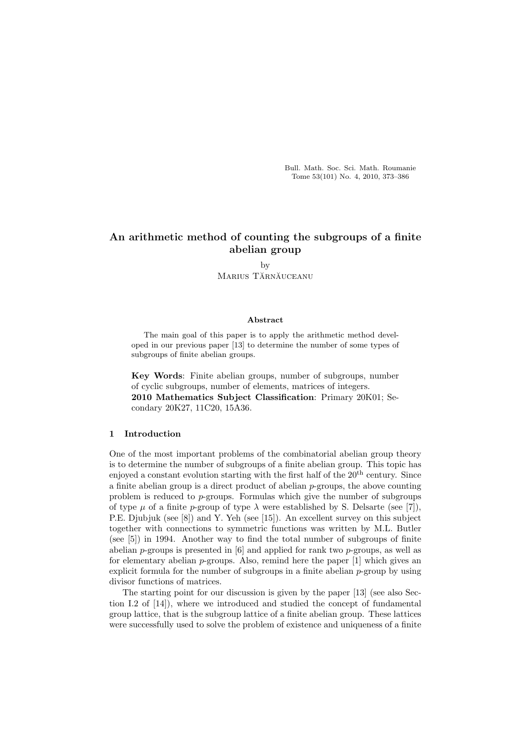# An arithmetic method of counting the subgroups of a finite abelian group

by
Marius Tărnăuceanu

### Abstract

The main goal of this paper is to apply the arithmetic method developed in our previous paper [13] to determine the number of some types of subgroups of finite abelian groups.

**Key Words**: Finite abelian groups, number of subgroups, number of cyclic subgroups, number of elements, matrices of integers.
**2010 Mathematics Subject Classification**: Primary 20K01; Secondary 20K27, 11C20, 15A36.

## 1 Introduction

One of the most important problems of the combinatorial abelian group theory is to determine the number of subgroups of a finite abelian group. This topic has enjoyed a constant evolution starting with the first half of the $20^{\text{th}}$ century. Since a finite abelian group is a direct product of abelian $p$-groups, the above counting problem is reduced to $p$-groups. Formulas which give the number of subgroups of type $\mu$ of a finite $p$-group of type $\lambda$ were established by S. Delsarte (see [7]), P.E. Djubjuk (see [8]) and Y. Yeh (see [15]). An excellent survey on this subject together with connections to symmetric functions was written by M.L. Butler (see [5]) in 1994. Another way to find the total number of subgroups of finite abelian $p$-groups is presented in [6] and applied for rank two $p$-groups, as well as for elementary abelian $p$-groups. Also, remind here the paper [1] which gives an explicit formula for the number of subgroups in a finite abelian $p$-group by using divisor functions of matrices.

The starting point for our discussion is given by the paper [13] (see also Section I.2 of [14]), where we introduced and studied the concept of fundamental group lattice, that is the subgroup lattice of a finite abelian group. These lattices were successfully used to solve the problem of existence and uniqueness of a finite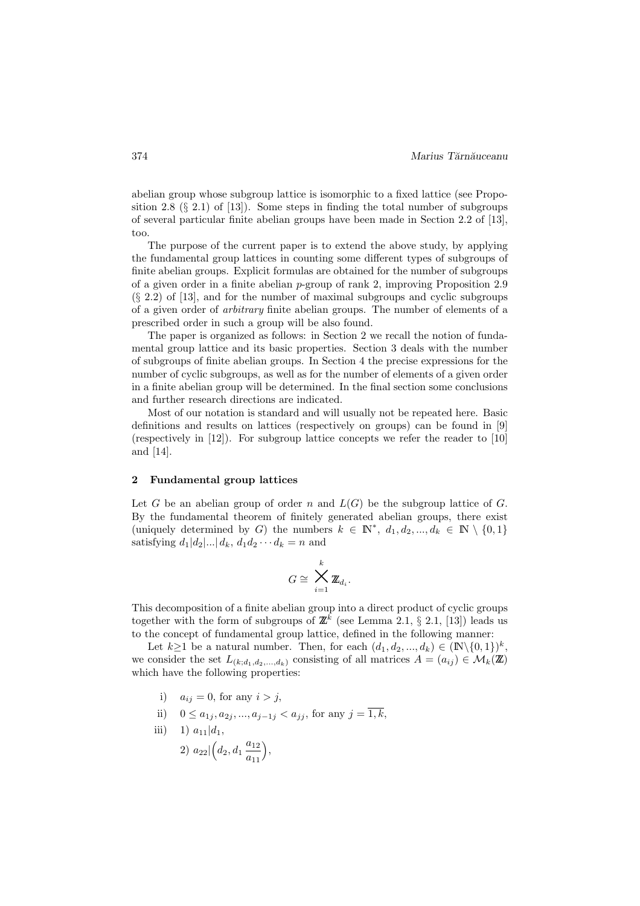abelian group whose subgroup lattice is isomorphic to a fixed lattice (see Proposition 2.8 (§ 2.1) of [13]). Some steps in finding the total number of subgroups of several particular finite abelian groups have been made in Section 2.2 of [13], too.

The purpose of the current paper is to extend the above study, by applying the fundamental group lattices in counting some different types of subgroups of finite abelian groups. Explicit formulas are obtained for the number of subgroups of a given order in a finite abelian $p$-group of rank 2, improving Proposition 2.9 (§ 2.2) of [13], and for the number of maximal subgroups and cyclic subgroups of a given order of *arbitrary* finite abelian groups. The number of elements of a prescribed order in such a group will be also found.

The paper is organized as follows: in Section 2 we recall the notion of fundamental group lattice and its basic properties. Section 3 deals with the number of subgroups of finite abelian groups. In Section 4 the precise expressions for the number of cyclic subgroups, as well as for the number of elements of a given order in a finite abelian group will be determined. In the final section some conclusions and further research directions are indicated.

Most of our notation is standard and will usually not be repeated here. Basic definitions and results on lattices (respectively on groups) can be found in [9] (respectively in [12]). For subgroup lattice concepts we refer the reader to [10] and [14].

## 2 Fundamental group lattices

Let $G$ be an abelian group of order $n$ and $L(G)$ be the subgroup lattice of $G$. By the fundamental theorem of finitely generated abelian groups, there exist (uniquely determined by $G$) the numbers $k \in \mathbb{N}^*$, $d_1, d_2, ..., d_k \in \mathbb{N} \setminus \{0, 1\}$ satisfying $d_1|d_2|...|d_k$, $d_1 d_2 \cdots d_k = n$ and

$$G \cong \bigtimes_{i=1}^{k} \mathbb{Z}_{d_i}.$$

This decomposition of a finite abelian group into a direct product of cyclic groups together with the form of subgroups of $\mathbb{Z}^k$ (see Lemma 2.1, § 2.1, [13]) leads us to the concept of fundamental group lattice, defined in the following manner:

Let $k \geq 1$ be a natural number. Then, for each $(d_1, d_2, ..., d_k) \in (\mathbb{N} \setminus \{0, 1\})^k$, we consider the set $L_{(k; d_1, d_2, ..., d_k)}$ consisting of all matrices $A = (a_{ij}) \in \mathcal{M}_k(\mathbb{Z})$ which have the following properties:

i) $a_{ij} = 0$, for any $i > j$,

ii) $0 \leq a_{1j}, a_{2j}, ..., a_{j-1j} < a_{jj}$, for any $j = \overline{1, k}$,

iii) 1) $a_{11} | d_1$,

2) $a_{22} \Big| \left(d_2, d_1 \dfrac{a_{12}}{a_{11}}\right)$,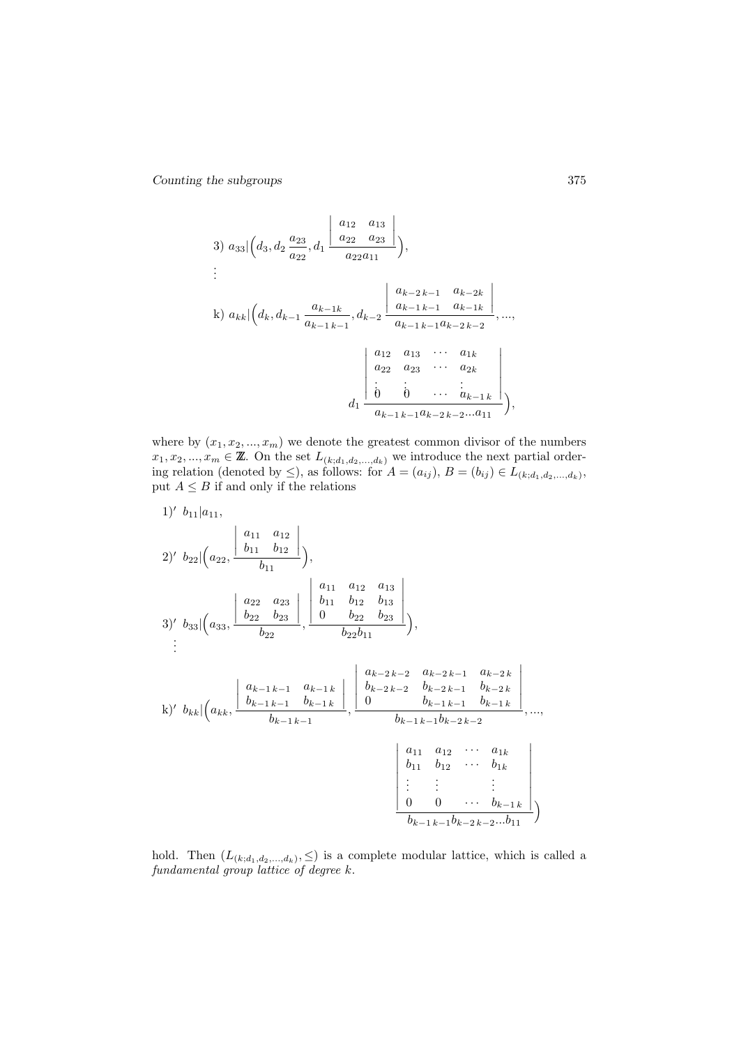3) $a_{33} | \Big( d_3, d_2 \dfrac{a_{23}}{a_{22}}, d_1 \dfrac{\begin{vmatrix} a_{12} & a_{13} \\ a_{22} & a_{23} \end{vmatrix}}{a_{22} a_{11}} \Big)$,

$\vdots$

k) $$a_{kk} | \Big( d_k, d_{k-1} \frac{a_{k-1\,k}}{a_{k-1\,k-1}}, d_{k-2} \frac{\begin{vmatrix} a_{k-2\,k-1} & a_{k-2\,k} \\ a_{k-1\,k-1} & a_{k-1\,k} \end{vmatrix}}{a_{k-1\,k-1} a_{k-2\,k-2}}, ..., d_1 \frac{\begin{vmatrix} a_{12} & a_{13} & \cdots & a_{1k} \\ a_{22} & a_{23} & \cdots & a_{2k} \\ \vdots & \vdots & \cdots & \vdots \\ 0 & 0 & \cdots & a_{k-1\,k} \end{vmatrix}}{a_{k-1\,k-1} a_{k-2\,k-2} ... a_{11}} \Big),$$

where by $(x_1, x_2, ..., x_m)$ we denote the greatest common divisor of the numbers $x_1, x_2, ..., x_m \in \mathbb{Z}$. On the set $L_{(k; d_1, d_2, ..., d_k)}$ we introduce the next partial ordering relation (denoted by $\leq$), as follows: for $A = (a_{ij})$, $B = (b_{ij}) \in L_{(k; d_1, d_2, ..., d_k)}$, put $A \leq B$ if and only if the relations

1)' $b_{11} | a_{11}$,

2)' $b_{22} | \Big( a_{22}, \dfrac{\begin{vmatrix} a_{11} & a_{12} \\ b_{11} & b_{12} \end{vmatrix}}{b_{11}} \Big)$,

3)' $b_{33} | \Big( a_{33}, \dfrac{\begin{vmatrix} a_{22} & a_{23} \\ b_{22} & b_{23} \end{vmatrix}}{b_{22}}, \dfrac{\begin{vmatrix} a_{11} & a_{12} & a_{13} \\ b_{11} & b_{12} & b_{13} \\ 0 & b_{22} & b_{23} \end{vmatrix}}{b_{22} b_{11}} \Big)$,

$\vdots$

k)' $$b_{kk} | \Big( a_{kk}, \frac{\begin{vmatrix} a_{k-1\,k-1} & a_{k-1\,k} \\ b_{k-1\,k-1} & b_{k-1\,k} \end{vmatrix}}{b_{k-1\,k-1}}, \frac{\begin{vmatrix} a_{k-2\,k-2} & a_{k-2\,k-1} & a_{k-2\,k} \\ b_{k-2\,k-2} & b_{k-2\,k-1} & b_{k-2\,k} \\ 0 & b_{k-1\,k-1} & b_{k-1\,k} \end{vmatrix}}{b_{k-1\,k-1} b_{k-2\,k-2}}, ..., \frac{\begin{vmatrix} a_{11} & a_{12} & \cdots & a_{1k} \\ b_{11} & b_{12} & \cdots & b_{1k} \\ \vdots & \vdots & & \vdots \\ 0 & 0 & \cdots & b_{k-1\,k} \end{vmatrix}}{b_{k-1\,k-1} b_{k-2\,k-2} ... b_{11}} \Big)$$

hold. Then $(L_{(k; d_1, d_2, ..., d_k)}, \leq)$ is a complete modular lattice, which is called a *fundamental group lattice of degree k*.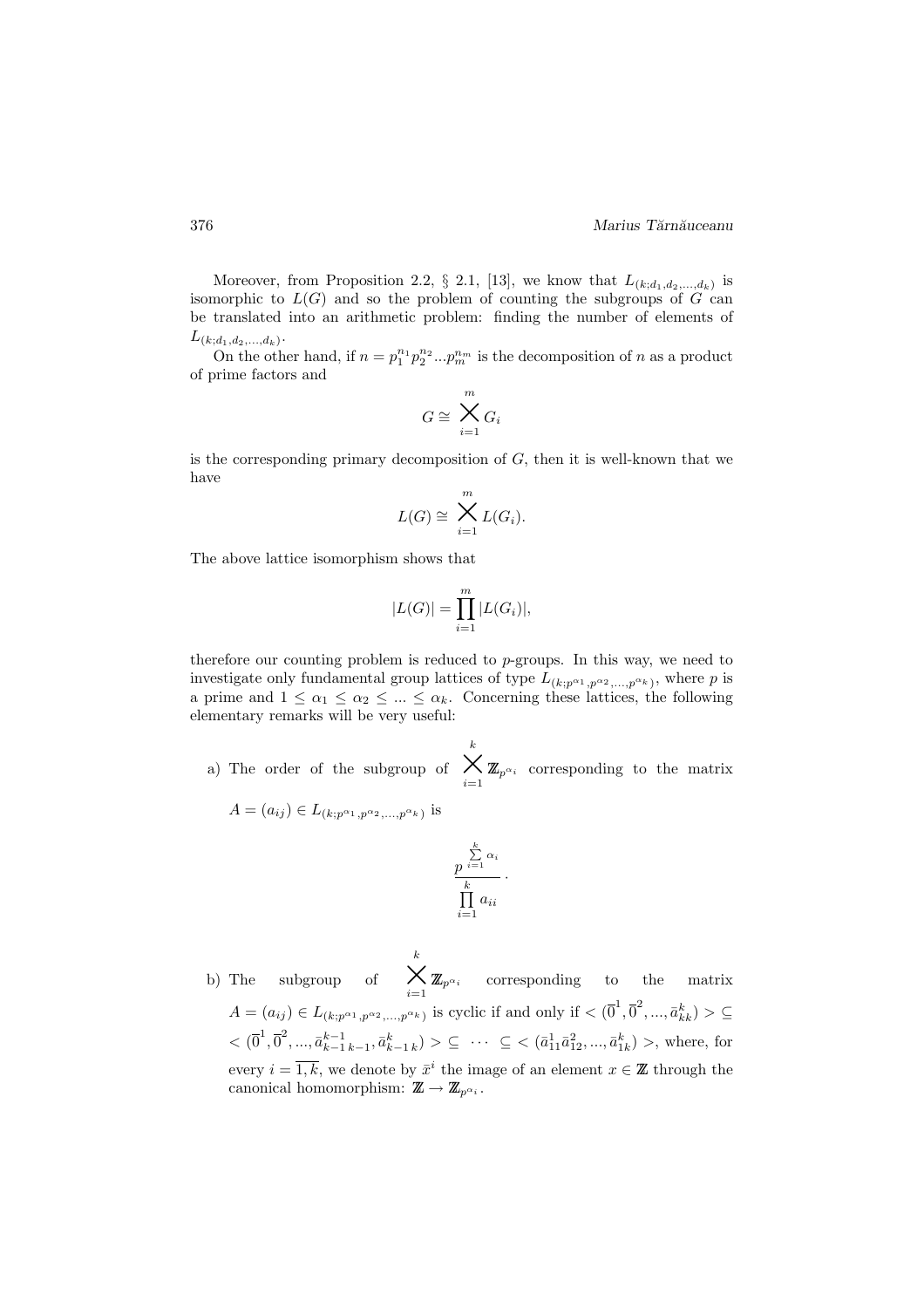Moreover, from Proposition 2.2, § 2.1, [13], we know that $L_{(k;d_1,d_2,...,d_k)}$ is isomorphic to $L(G)$ and so the problem of counting the subgroups of $G$ can be translated into an arithmetic problem: finding the number of elements of $L_{(k;d_1,d_2,...,d_k)}$.

On the other hand, if $n = p_1^{n_1} p_2^{n_2} ... p_m^{n_m}$ is the decomposition of $n$ as a product of prime factors and

$$G \cong \bigtimes_{i=1}^{m} G_i$$

is the corresponding primary decomposition of $G$, then it is well-known that we have

$$L(G) \cong \bigtimes_{i=1}^{m} L(G_i).$$

The above lattice isomorphism shows that

$$|L(G)| = \prod_{i=1}^{m} |L(G_i)|,$$

therefore our counting problem is reduced to $p$-groups. In this way, we need to investigate only fundamental group lattices of type $L_{(k;p^{\alpha_1},p^{\alpha_2},...,p^{\alpha_k})}$, where $p$ is a prime and $1 \le \alpha_1 \le \alpha_2 \le ... \le \alpha_k$. Concerning these lattices, the following elementary remarks will be very useful:

a) The order of the subgroup of $\bigtimes_{i=1}^{k} \mathbb{Z}_{p^{\alpha_i}}$ corresponding to the matrix $A = (a_{ij}) \in L_{(k;p^{\alpha_1},p^{\alpha_2},...,p^{\alpha_k})}$ is

$$\frac{p^{\sum\limits_{i=1}^{k} \alpha_i}}{\prod\limits_{i=1}^{k} a_{ii}}.$$

b) The subgroup of $\bigtimes_{i=1}^{k} \mathbb{Z}_{p^{\alpha_i}}$ corresponding to the matrix $A = (a_{ij}) \in L_{(k;p^{\alpha_1},p^{\alpha_2},...,p^{\alpha_k})}$ is cyclic if and only if $< (\overline{0}^1, \overline{0}^2, ..., \bar{a}_{kk}^k) > \subseteq < (\overline{0}^1, \overline{0}^2, ..., \bar{a}_{k-1\,k-1}^{k-1}, \bar{a}_{k-1\,k}^k) > \subseteq \cdots \subseteq < (\bar{a}_{11}^1 \bar{a}_{12}^2, ..., \bar{a}_{1k}^k) >$, where, for every $i = \overline{1,k}$, we denote by $\bar{x}^i$ the image of an element $x \in \mathbb{Z}$ through the canonical homomorphism: $\mathbb{Z} \to \mathbb{Z}_{p^{\alpha_i}}$.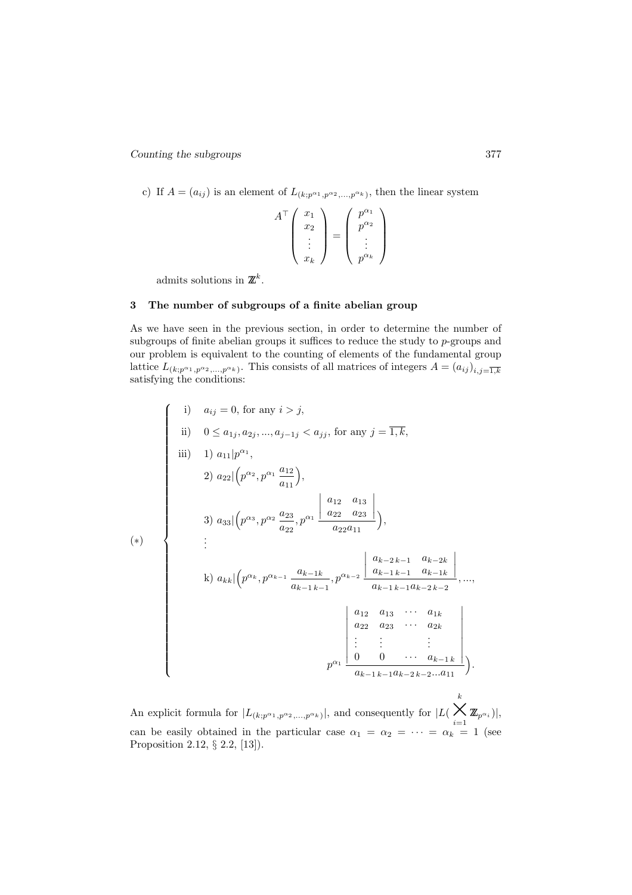c) If $A = (a_{ij})$ is an element of $L_{(k;p^{\alpha_1},p^{\alpha_2},...,p^{\alpha_k})}$, then the linear system

$$A^{\top} \begin{pmatrix} x_1 \\ x_2 \\ \vdots \\ x_k \end{pmatrix} = \begin{pmatrix} p^{\alpha_1} \\ p^{\alpha_2} \\ \vdots \\ p^{\alpha_k} \end{pmatrix}$$

admits solutions in $\mathbb{Z}^k$.

## 3 The number of subgroups of a finite abelian group

As we have seen in the previous section, in order to determine the number of subgroups of finite abelian groups it suffices to reduce the study to $p$-groups and our problem is equivalent to the counting of elements of the fundamental group lattice $L_{(k;p^{\alpha_1},p^{\alpha_2},...,p^{\alpha_k})}$. This consists of all matrices of integers $A = (a_{ij})_{i,j=\overline{1,k}}$ satisfying the conditions:

$$(*) \quad \begin{cases} \text{i)} \quad a_{ij} = 0, \text{ for any } i > j, \\ \text{ii)} \quad 0 \leq a_{1j}, a_{2j}, ..., a_{j-1j} < a_{jj}, \text{ for any } j = \overline{1,k}, \\ \text{iii)} \quad 1)\ a_{11} | p^{\alpha_1}, \\ \qquad\ \ 2)\ a_{22} | \Big( p^{\alpha_2}, p^{\alpha_1} \dfrac{a_{12}}{a_{11}} \Big), \\ \qquad\ \ 3)\ a_{33} | \Big( p^{\alpha_3}, p^{\alpha_2} \dfrac{a_{23}}{a_{22}}, p^{\alpha_1} \dfrac{\begin{vmatrix} a_{12} & a_{13} \\ a_{22} & a_{23} \end{vmatrix}}{a_{22}a_{11}} \Big), \\ \qquad\ \ \vdots \\ \qquad\ \ \text{k)}\ a_{kk} | \Big( p^{\alpha_k}, p^{\alpha_{k-1}} \dfrac{a_{k-1k}}{a_{k-1\,k-1}}, p^{\alpha_{k-2}} \dfrac{\begin{vmatrix} a_{k-2\,k-1} & a_{k-2k} \\ a_{k-1\,k-1} & a_{k-1k} \end{vmatrix}}{a_{k-1\,k-1}a_{k-2\,k-2}}, ..., \\ \qquad\qquad\qquad p^{\alpha_1} \dfrac{\begin{vmatrix} a_{12} & a_{13} & \cdots & a_{1k} \\ a_{22} & a_{23} & \cdots & a_{2k} \\ \vdots & \vdots & & \vdots \\ 0 & 0 & \cdots & a_{k-1\,k} \end{vmatrix}}{a_{k-1\,k-1}a_{k-2\,k-2}...a_{11}} \Big). \end{cases}$$

An explicit formula for $|L_{(k;p^{\alpha_1},p^{\alpha_2},...,p^{\alpha_k})}|$, and consequently for $|L(\bigtimes_{i=1}^{k} \mathbb{Z}_{p^{\alpha_i}})|$, can be easily obtained in the particular case $\alpha_1 = \alpha_2 = \cdots = \alpha_k = 1$ (see Proposition 2.12, § 2.2, [13]).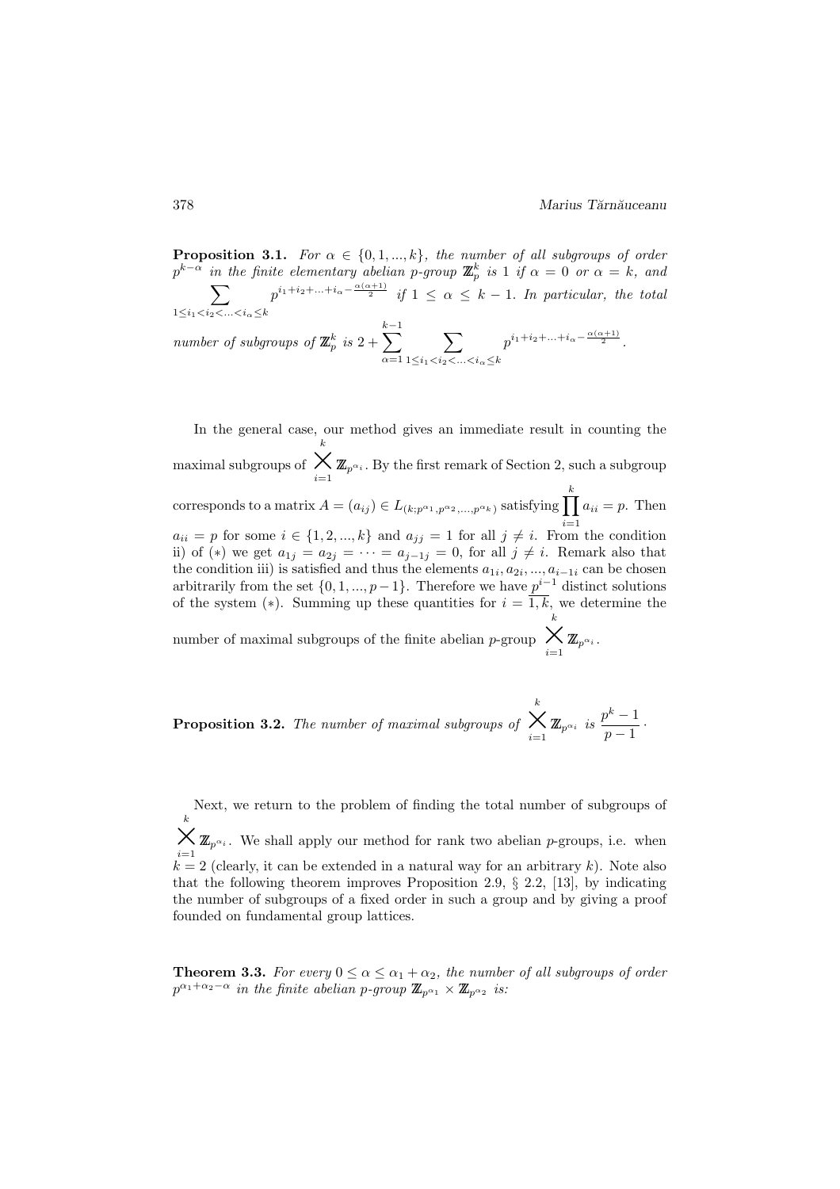**Proposition 3.1.** *For $\alpha \in \{0, 1, ..., k\}$, the number of all subgroups of order $p^{k-\alpha}$ in the finite elementary abelian p-group $\mathbb{Z}_p^k$ is 1 if $\alpha = 0$ or $\alpha = k$, and $\displaystyle\sum_{1 \le i_1 < i_2 < ... < i_\alpha \le k} p^{i_1+i_2+...+i_\alpha - \frac{\alpha(\alpha+1)}{2}}$ if $1 \le \alpha \le k-1$. In particular, the total number of subgroups of $\mathbb{Z}_p^k$ is $2 + \displaystyle\sum_{\alpha=1}^{k-1} \sum_{1 \le i_1 < i_2 < ... < i_\alpha \le k} p^{i_1+i_2+...+i_\alpha - \frac{\alpha(\alpha+1)}{2}}$.*

In the general case, our method gives an immediate result in counting the maximal subgroups of $\displaystyle\bigtimes_{i=1}^{k} \mathbb{Z}_{p^{\alpha_i}}$. By the first remark of Section 2, such a subgroup corresponds to a matrix $A = (a_{ij}) \in L_{(k;p^{\alpha_1},p^{\alpha_2},...,p^{\alpha_k})}$ satisfying $\displaystyle\prod_{i=1}^{k} a_{ii} = p$. Then $a_{ii} = p$ for some $i \in \{1, 2, ..., k\}$ and $a_{jj} = 1$ for all $j \neq i$. From the condition ii) of $(*)$ we get $a_{1j} = a_{2j} = \cdots = a_{j-1j} = 0$, for all $j \neq i$. Remark also that the condition iii) is satisfied and thus the elements $a_{1i}, a_{2i}, ..., a_{i-1i}$ can be chosen arbitrarily from the set $\{0, 1, ..., p-1\}$. Therefore we have $p^{i-1}$ distinct solutions of the system $(*)$. Summing up these quantities for $i = \overline{1,k}$, we determine the number of maximal subgroups of the finite abelian $p$-group $\displaystyle\bigtimes_{i=1}^{k} \mathbb{Z}_{p^{\alpha_i}}$.

**Proposition 3.2.** *The number of maximal subgroups of $\displaystyle\bigtimes_{i=1}^{k} \mathbb{Z}_{p^{\alpha_i}}$ is $\dfrac{p^k - 1}{p - 1}$.*

Next, we return to the problem of finding the total number of subgroups of $\displaystyle\bigtimes_{i=1}^{k} \mathbb{Z}_{p^{\alpha_i}}$. We shall apply our method for rank two abelian $p$-groups, i.e. when $k = 2$ (clearly, it can be extended in a natural way for an arbitrary $k$). Note also that the following theorem improves Proposition 2.9, § 2.2, [13], by indicating the number of subgroups of a fixed order in such a group and by giving a proof founded on fundamental group lattices.

**Theorem 3.3.** *For every $0 \le \alpha \le \alpha_1 + \alpha_2$, the number of all subgroups of order $p^{\alpha_1+\alpha_2-\alpha}$ in the finite abelian p-group $\mathbb{Z}_{p^{\alpha_1}} \times \mathbb{Z}_{p^{\alpha_2}}$ is:*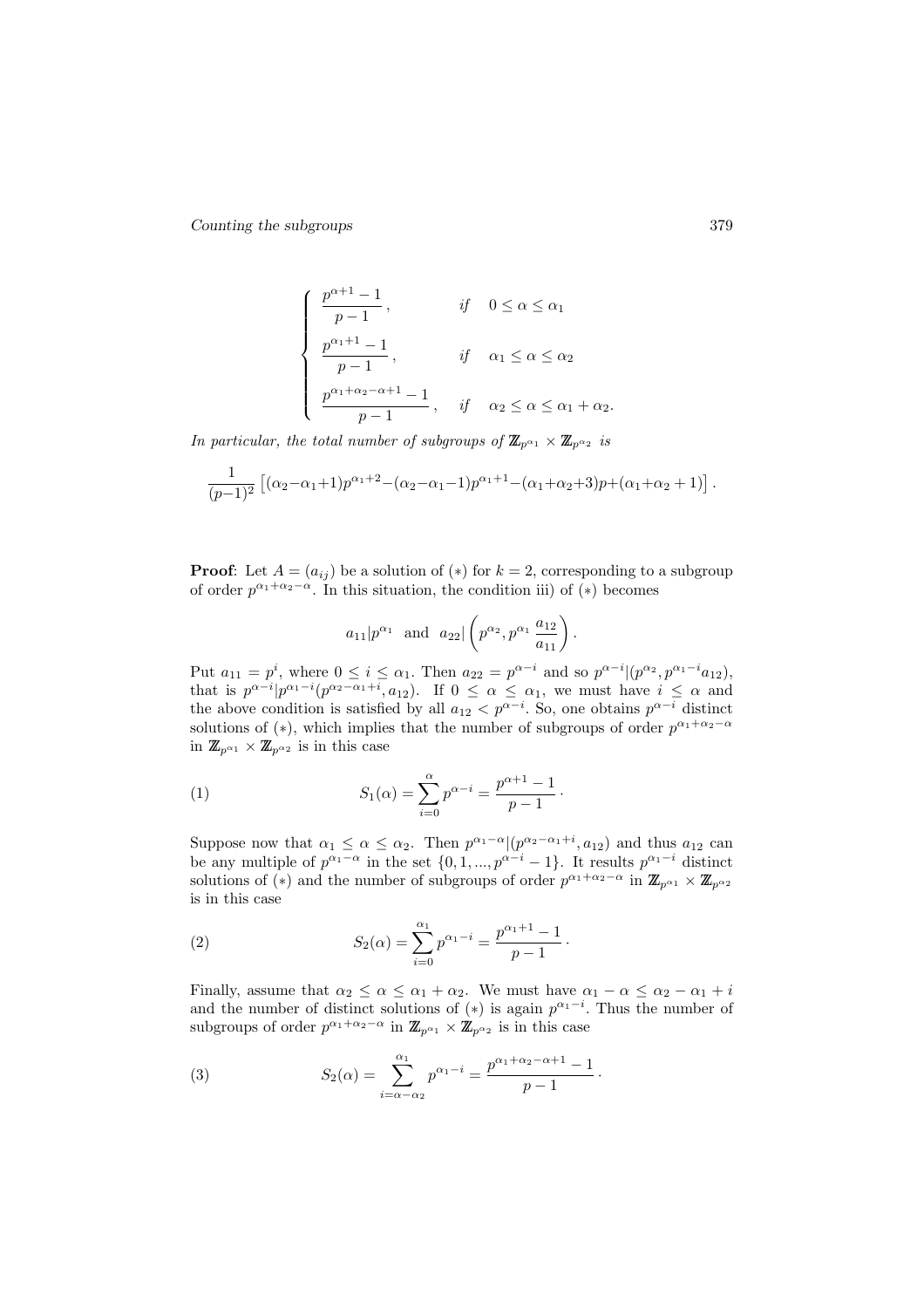$$
\begin{cases}
\dfrac{p^{\alpha+1}-1}{p-1}\,, & if \quad 0 \le \alpha \le \alpha_1 \\[2ex]
\dfrac{p^{\alpha_1+1}-1}{p-1}\,, & if \quad \alpha_1 \le \alpha \le \alpha_2 \\[2ex]
\dfrac{p^{\alpha_1+\alpha_2-\alpha+1}-1}{p-1}\,, & if \quad \alpha_2 \le \alpha \le \alpha_1+\alpha_2.
\end{cases}
$$

*In particular, the total number of subgroups of* $\mathbb{Z}_{p^{\alpha_1}} \times \mathbb{Z}_{p^{\alpha_2}}$ *is*

$$
\frac{1}{(p-1)^2}\left[(\alpha_2-\alpha_1+1)p^{\alpha_1+2}-(\alpha_2-\alpha_1-1)p^{\alpha_1+1}-(\alpha_1+\alpha_2+3)p+(\alpha_1+\alpha_2+1)\right].
$$

**Proof**: Let $A = (a_{ij})$ be a solution of $(*)$ for $k = 2$, corresponding to a subgroup of order $p^{\alpha_1+\alpha_2-\alpha}$. In this situation, the condition iii) of $(*)$ becomes

$$
a_{11} | p^{\alpha_1} \;\; \text{and} \;\; a_{22} | \left(p^{\alpha_2}, p^{\alpha_1}\frac{a_{12}}{a_{11}}\right).
$$

Put $a_{11} = p^i$, where $0 \le i \le \alpha_1$. Then $a_{22} = p^{\alpha-i}$ and so $p^{\alpha-i} | (p^{\alpha_2}, p^{\alpha_1-i}a_{12})$, that is $p^{\alpha-i} | p^{\alpha_1-i}(p^{\alpha_2-\alpha_1+i}, a_{12})$. If $0 \le \alpha \le \alpha_1$, we must have $i \le \alpha$ and the above condition is satisfied by all $a_{12} < p^{\alpha-i}$. So, one obtains $p^{\alpha-i}$ distinct solutions of $(*)$, which implies that the number of subgroups of order $p^{\alpha_1+\alpha_2-\alpha}$ in $\mathbb{Z}_{p^{\alpha_1}} \times \mathbb{Z}_{p^{\alpha_2}}$ is in this case

$$
S_1(\alpha) = \sum_{i=0}^{\alpha} p^{\alpha-i} = \frac{p^{\alpha+1}-1}{p-1}\,. \tag{1}
$$

Suppose now that $\alpha_1 \le \alpha \le \alpha_2$. Then $p^{\alpha_1-\alpha} | (p^{\alpha_2-\alpha_1+i}, a_{12})$ and thus $a_{12}$ can be any multiple of $p^{\alpha_1-\alpha}$ in the set $\{0, 1, ..., p^{\alpha-i}-1\}$. It results $p^{\alpha_1-i}$ distinct solutions of $(*)$ and the number of subgroups of order $p^{\alpha_1+\alpha_2-\alpha}$ in $\mathbb{Z}_{p^{\alpha_1}} \times \mathbb{Z}_{p^{\alpha_2}}$ is in this case

$$
S_2(\alpha) = \sum_{i=0}^{\alpha_1} p^{\alpha_1-i} = \frac{p^{\alpha_1+1}-1}{p-1}\,. \tag{2}
$$

Finally, assume that $\alpha_2 \le \alpha \le \alpha_1 + \alpha_2$. We must have $\alpha_1 - \alpha \le \alpha_2 - \alpha_1 + i$ and the number of distinct solutions of $(*)$ is again $p^{\alpha_1-i}$. Thus the number of subgroups of order $p^{\alpha_1+\alpha_2-\alpha}$ in $\mathbb{Z}_{p^{\alpha_1}} \times \mathbb{Z}_{p^{\alpha_2}}$ is in this case

$$
S_2(\alpha) = \sum_{i=\alpha-\alpha_2}^{\alpha_1} p^{\alpha_1-i} = \frac{p^{\alpha_1+\alpha_2-\alpha+1}-1}{p-1}\,. \tag{3}
$$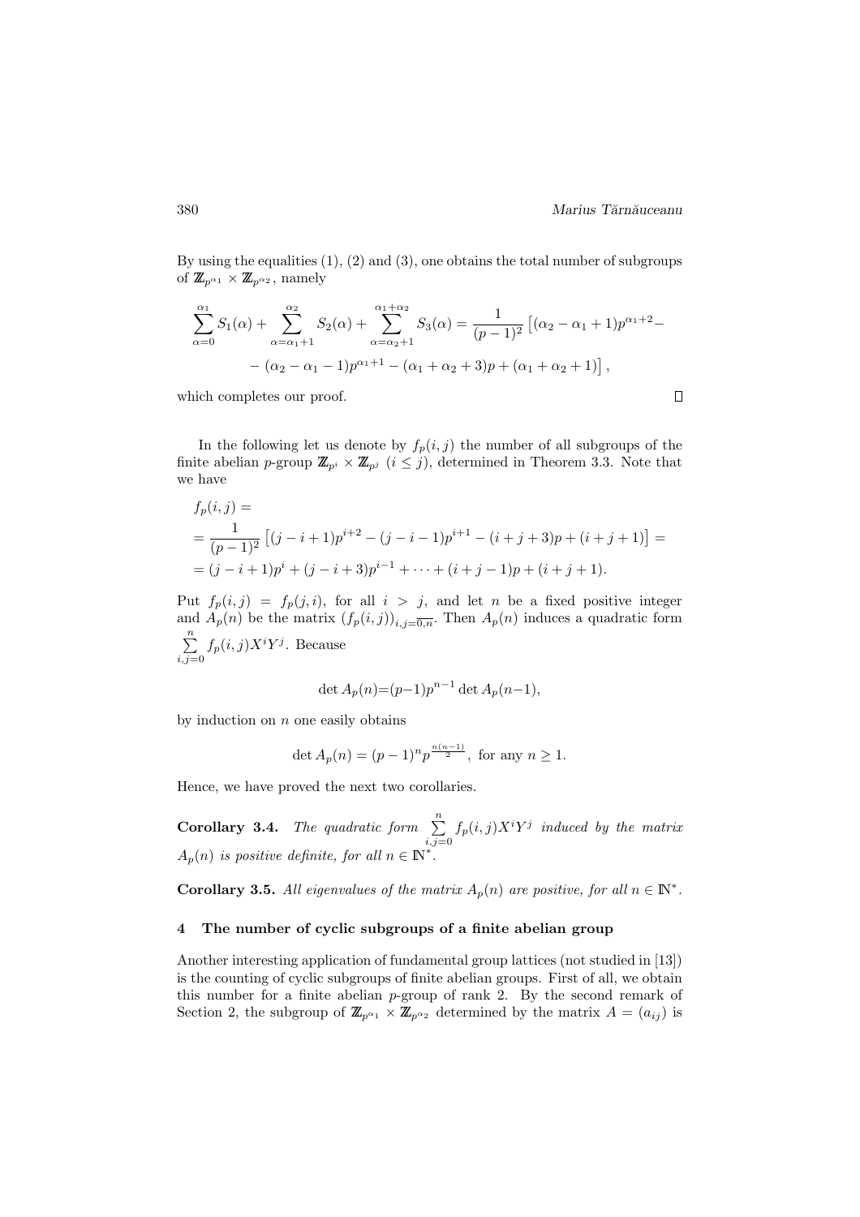By using the equalities (1), (2) and (3), one obtains the total number of subgroups of $\mathbb{Z}_{p^{\alpha_1}} \times \mathbb{Z}_{p^{\alpha_2}}$, namely

$$\sum_{\alpha=0}^{\alpha_1} S_1(\alpha) + \sum_{\alpha=\alpha_1+1}^{\alpha_2} S_2(\alpha) + \sum_{\alpha=\alpha_2+1}^{\alpha_1+\alpha_2} S_3(\alpha) = \frac{1}{(p-1)^2}\left[(\alpha_2-\alpha_1+1)p^{\alpha_1+2} - \right.$$
$$\left. - (\alpha_2-\alpha_1-1)p^{\alpha_1+1} - (\alpha_1+\alpha_2+3)p + (\alpha_1+\alpha_2+1)\right],$$

which completes our proof. $\square$

In the following let us denote by $f_p(i,j)$ the number of all subgroups of the finite abelian $p$-group $\mathbb{Z}_{p^i} \times \mathbb{Z}_{p^j}$ $(i \leq j)$, determined in Theorem 3.3. Note that we have

$$\begin{aligned}
&f_p(i,j) = \\
&= \frac{1}{(p-1)^2}\left[(j-i+1)p^{i+2} - (j-i-1)p^{i+1} - (i+j+3)p + (i+j+1)\right] = \\
&= (j-i+1)p^i + (j-i+3)p^{i-1} + \cdots + (i+j-1)p + (i+j+1).
\end{aligned}$$

Put $f_p(i,j) = f_p(j,i)$, for all $i > j$, and let $n$ be a fixed positive integer and $A_p(n)$ be the matrix $(f_p(i,j))_{i,j=\overline{0,n}}$. Then $A_p(n)$ induces a quadratic form $\sum\limits_{i,j=0}^{n} f_p(i,j)X^iY^j$. Because

$$\det A_p(n) = (p-1)p^{n-1} \det A_p(n-1),$$

by induction on $n$ one easily obtains

$$\det A_p(n) = (p-1)^n p^{\frac{n(n-1)}{2}}, \text{ for any } n \geq 1.$$

Hence, we have proved the next two corollaries.

**Corollary 3.4.** *The quadratic form* $\sum\limits_{i,j=0}^{n} f_p(i,j)X^iY^j$ *induced by the matrix* $A_p(n)$ *is positive definite, for all* $n \in \mathbb{N}^*$.

**Corollary 3.5.** *All eigenvalues of the matrix* $A_p(n)$ *are positive, for all* $n \in \mathbb{N}^*$.

## 4 The number of cyclic subgroups of a finite abelian group

Another interesting application of fundamental group lattices (not studied in [13]) is the counting of cyclic subgroups of finite abelian groups. First of all, we obtain this number for a finite abelian $p$-group of rank 2. By the second remark of Section 2, the subgroup of $\mathbb{Z}_{p^{\alpha_1}} \times \mathbb{Z}_{p^{\alpha_2}}$ determined by the matrix $A = (a_{ij})$ is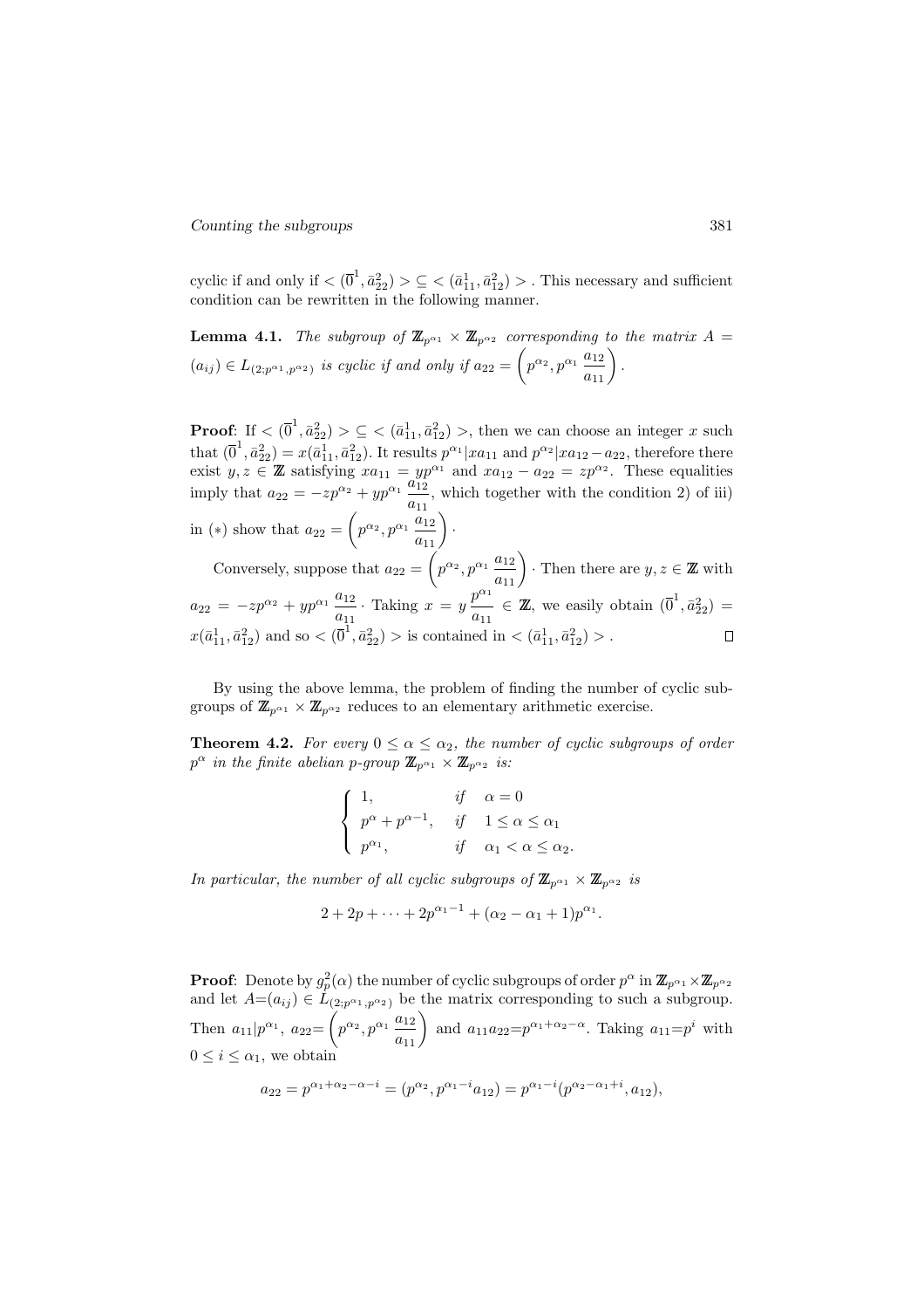cyclic if and only if $< (\overline{0}^1, \bar{a}^2_{22}) > \subseteq < (\bar{a}^1_{11}, \bar{a}^2_{12}) >$. This necessary and sufficient condition can be rewritten in the following manner.

**Lemma 4.1.** *The subgroup of $\mathbb{Z}_{p^{\alpha_1}} \times \mathbb{Z}_{p^{\alpha_2}}$ corresponding to the matrix $A = (a_{ij}) \in L_{(2;p^{\alpha_1},p^{\alpha_2})}$ is cyclic if and only if $a_{22} = \left(p^{\alpha_2}, p^{\alpha_1}\dfrac{a_{12}}{a_{11}}\right)$.*

**Proof**: If $< (\overline{0}^1, \bar{a}^2_{22}) > \subseteq < (\bar{a}^1_{11}, \bar{a}^2_{12}) >$, then we can choose an integer $x$ such that $(\overline{0}^1, \bar{a}^2_{22}) = x(\bar{a}^1_{11}, \bar{a}^2_{12})$. It results $p^{\alpha_1} | x a_{11}$ and $p^{\alpha_2} | x a_{12} - a_{22}$, therefore there exist $y, z \in \mathbb{Z}$ satisfying $x a_{11} = y p^{\alpha_1}$ and $x a_{12} - a_{22} = z p^{\alpha_2}$. These equalities imply that $a_{22} = -z p^{\alpha_2} + y p^{\alpha_1} \dfrac{a_{12}}{a_{11}}$, which together with the condition 2) of iii) in $(*)$ show that $a_{22} = \left(p^{\alpha_2}, p^{\alpha_1}\dfrac{a_{12}}{a_{11}}\right)\cdot$

Conversely, suppose that $a_{22} = \left(p^{\alpha_2}, p^{\alpha_1}\dfrac{a_{12}}{a_{11}}\right)\cdot$ Then there are $y, z \in \mathbb{Z}$ with $a_{22} = -z p^{\alpha_2} + y p^{\alpha_1} \dfrac{a_{12}}{a_{11}}\cdot$ Taking $x = y \dfrac{p^{\alpha_1}}{a_{11}} \in \mathbb{Z}$, we easily obtain $(\overline{0}^1, \bar{a}^2_{22}) = x(\bar{a}^1_{11}, \bar{a}^2_{12})$ and so $< (\overline{0}^1, \bar{a}^2_{22}) >$ is contained in $< (\bar{a}^1_{11}, \bar{a}^2_{12}) >$. $\square$

By using the above lemma, the problem of finding the number of cyclic subgroups of $\mathbb{Z}_{p^{\alpha_1}} \times \mathbb{Z}_{p^{\alpha_2}}$ reduces to an elementary arithmetic exercise.

**Theorem 4.2.** *For every $0 \le \alpha \le \alpha_2$, the number of cyclic subgroups of order $p^\alpha$ in the finite abelian $p$-group $\mathbb{Z}_{p^{\alpha_1}} \times \mathbb{Z}_{p^{\alpha_2}}$ is:*

$$\begin{cases} 1, & if \quad \alpha = 0 \\ p^\alpha + p^{\alpha-1}, & if \quad 1 \le \alpha \le \alpha_1 \\ p^{\alpha_1}, & if \quad \alpha_1 < \alpha \le \alpha_2. \end{cases}$$

*In particular, the number of all cyclic subgroups of $\mathbb{Z}_{p^{\alpha_1}} \times \mathbb{Z}_{p^{\alpha_2}}$ is*

$$2 + 2p + \cdots + 2p^{\alpha_1 - 1} + (\alpha_2 - \alpha_1 + 1)p^{\alpha_1}.$$

**Proof**: Denote by $g^2_p(\alpha)$ the number of cyclic subgroups of order $p^\alpha$ in $\mathbb{Z}_{p^{\alpha_1}} \times \mathbb{Z}_{p^{\alpha_2}}$ and let $A = (a_{ij}) \in L_{(2;p^{\alpha_1},p^{\alpha_2})}$ be the matrix corresponding to such a subgroup. Then $a_{11} | p^{\alpha_1}$, $a_{22} = \left(p^{\alpha_2}, p^{\alpha_1}\dfrac{a_{12}}{a_{11}}\right)$ and $a_{11}a_{22} = p^{\alpha_1+\alpha_2-\alpha}$. Taking $a_{11} = p^i$ with $0 \le i \le \alpha_1$, we obtain

$$a_{22} = p^{\alpha_1+\alpha_2-\alpha-i} = (p^{\alpha_2}, p^{\alpha_1-i}a_{12}) = p^{\alpha_1-i}(p^{\alpha_2-\alpha_1+i}, a_{12}),$$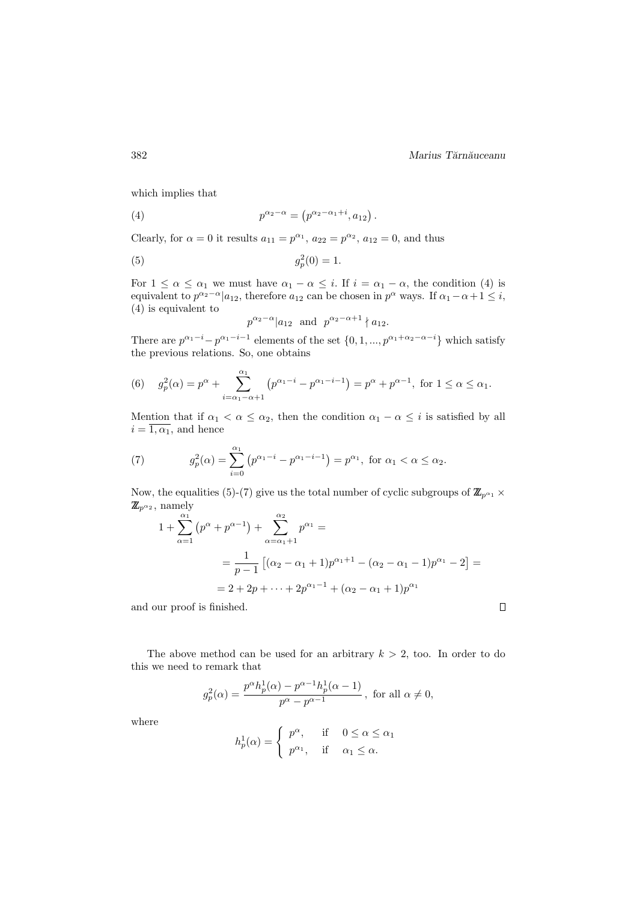which implies that

$$p^{\alpha_2-\alpha} = \left(p^{\alpha_2-\alpha_1+i}, a_{12}\right). \tag{4}$$

Clearly, for $\alpha = 0$ it results $a_{11} = p^{\alpha_1}$, $a_{22} = p^{\alpha_2}$, $a_{12} = 0$, and thus

$$g_p^2(0) = 1. \tag{5}$$

For $1 \leq \alpha \leq \alpha_1$ we must have $\alpha_1 - \alpha \leq i$. If $i = \alpha_1 - \alpha$, the condition (4) is equivalent to $p^{\alpha_2-\alpha} | a_{12}$, therefore $a_{12}$ can be chosen in $p^\alpha$ ways. If $\alpha_1 - \alpha + 1 \leq i$, (4) is equivalent to

$$p^{\alpha_2-\alpha} | a_{12} \ \text{ and } \ p^{\alpha_2-\alpha+1} \nmid a_{12}.$$

There are $p^{\alpha_1-i} - p^{\alpha_1-i-1}$ elements of the set $\{0, 1, ..., p^{\alpha_1+\alpha_2-\alpha-i}\}$ which satisfy the previous relations. So, one obtains

$$g_p^2(\alpha) = p^\alpha + \sum_{i=\alpha_1-\alpha+1}^{\alpha_1} \left(p^{\alpha_1-i} - p^{\alpha_1-i-1}\right) = p^\alpha + p^{\alpha-1}, \text{ for } 1 \leq \alpha \leq \alpha_1. \tag{6}$$

Mention that if $\alpha_1 < \alpha \leq \alpha_2$, then the condition $\alpha_1 - \alpha \leq i$ is satisfied by all $i = \overline{1, \alpha_1}$, and hence

$$g_p^2(\alpha) = \sum_{i=0}^{\alpha_1} \left(p^{\alpha_1-i} - p^{\alpha_1-i-1}\right) = p^{\alpha_1}, \text{ for } \alpha_1 < \alpha \leq \alpha_2. \tag{7}$$

Now, the equalities (5)-(7) give us the total number of cyclic subgroups of $\mathbb{Z}_{p^{\alpha_1}} \times \mathbb{Z}_{p^{\alpha_2}}$, namely

$$\begin{aligned}
1 + \sum_{\alpha=1}^{\alpha_1} \left(p^\alpha + p^{\alpha-1}\right) &+ \sum_{\alpha=\alpha_1+1}^{\alpha_2} p^{\alpha_1} = \\
&= \frac{1}{p-1}\left[(\alpha_2 - \alpha_1 + 1)p^{\alpha_1+1} - (\alpha_2 - \alpha_1 - 1)p^{\alpha_1} - 2\right] = \\
&= 2 + 2p + \cdots + 2p^{\alpha_1-1} + (\alpha_2 - \alpha_1 + 1)p^{\alpha_1}
\end{aligned}$$

and our proof is finished. $\square$

The above method can be used for an arbitrary $k > 2$, too. In order to do this we need to remark that

$$g_p^2(\alpha) = \frac{p^\alpha h_p^1(\alpha) - p^{\alpha-1} h_p^1(\alpha - 1)}{p^\alpha - p^{\alpha-1}}, \text{ for all } \alpha \neq 0,$$

where

$$h_p^1(\alpha) = \begin{cases} p^\alpha, & \text{if } \quad 0 \leq \alpha \leq \alpha_1 \\ p^{\alpha_1}, & \text{if } \quad \alpha_1 \leq \alpha. \end{cases}$$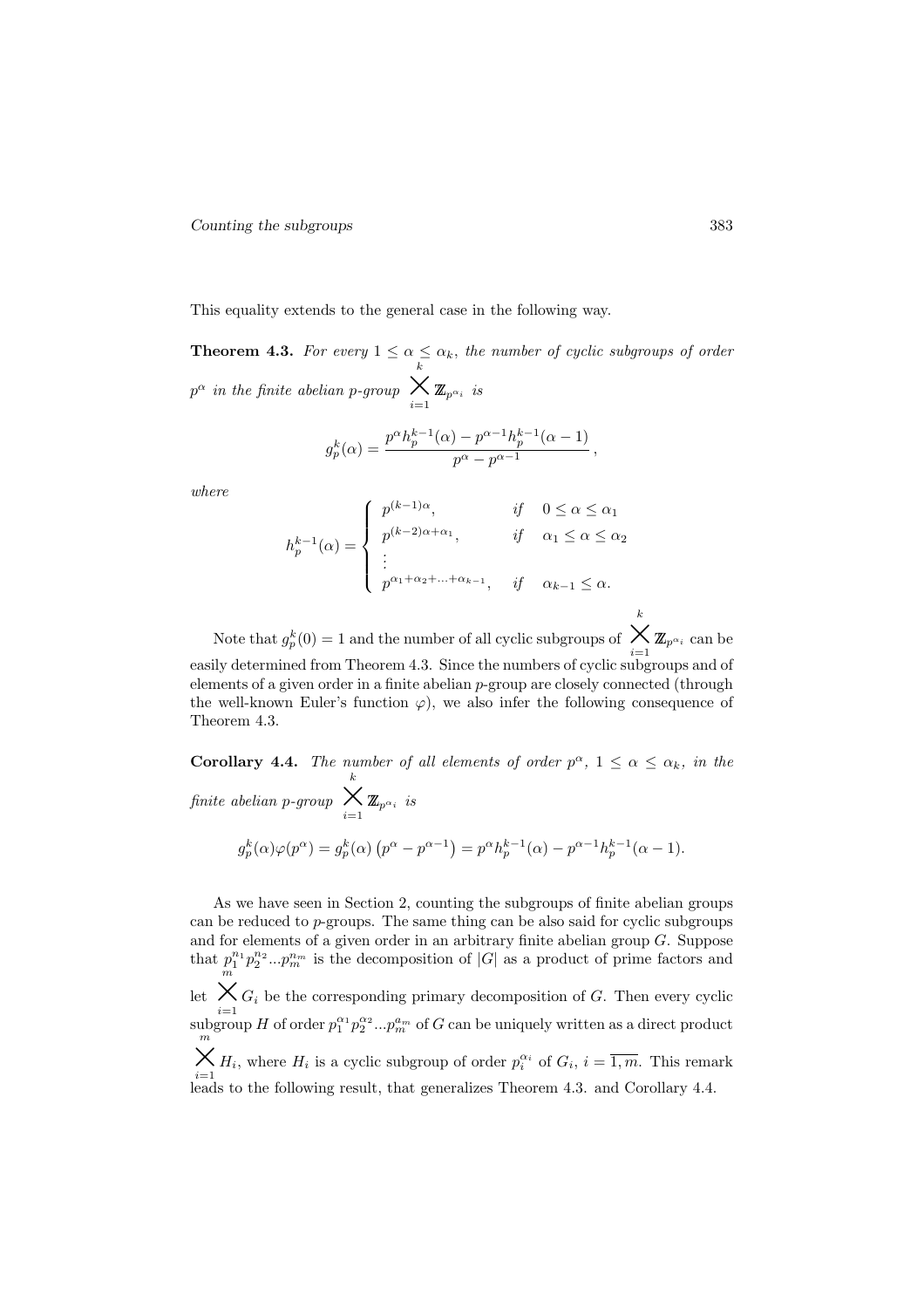This equality extends to the general case in the following way.

**Theorem 4.3.** *For every $1 \leq \alpha \leq \alpha_k$, the number of cyclic subgroups of order $p^\alpha$ in the finite abelian p-group $\bigtimes_{i=1}^{k} \mathbb{Z}_{p^{\alpha_i}}$ is*

$$g_p^k(\alpha) = \frac{p^\alpha h_p^{k-1}(\alpha) - p^{\alpha-1} h_p^{k-1}(\alpha-1)}{p^\alpha - p^{\alpha-1}}\,,$$

*where*

$$h_p^{k-1}(\alpha) = \begin{cases} p^{(k-1)\alpha}, & if \quad 0 \leq \alpha \leq \alpha_1 \\ p^{(k-2)\alpha+\alpha_1}, & if \quad \alpha_1 \leq \alpha \leq \alpha_2 \\ \vdots & \\ p^{\alpha_1+\alpha_2+\ldots+\alpha_{k-1}}, & if \quad \alpha_{k-1} \leq \alpha. \end{cases}$$

Note that $g_p^k(0) = 1$ and the number of all cyclic subgroups of $\bigtimes_{i=1}^{k} \mathbb{Z}_{p^{\alpha_i}}$ can be easily determined from Theorem 4.3. Since the numbers of cyclic subgroups and of elements of a given order in a finite abelian $p$-group are closely connected (through the well-known Euler's function $\varphi$), we also infer the following consequence of Theorem 4.3.

**Corollary 4.4.** *The number of all elements of order $p^\alpha$, $1 \leq \alpha \leq \alpha_k$, in the finite abelian p-group $\bigtimes_{i=1}^{k} \mathbb{Z}_{p^{\alpha_i}}$ is*

$$g_p^k(\alpha)\varphi(p^\alpha) = g_p^k(\alpha)\left(p^\alpha - p^{\alpha-1}\right) = p^\alpha h_p^{k-1}(\alpha) - p^{\alpha-1} h_p^{k-1}(\alpha-1).$$

As we have seen in Section 2, counting the subgroups of finite abelian groups can be reduced to $p$-groups. The same thing can be also said for cyclic subgroups and for elements of a given order in an arbitrary finite abelian group $G$. Suppose that $p_1^{n_1} p_2^{n_2} \ldots p_m^{n_m}$ is the decomposition of $|G|$ as a product of prime factors and let $\bigtimes_{i=1}^{m} G_i$ be the corresponding primary decomposition of $G$. Then every cyclic subgroup $H$ of order $p_1^{\alpha_1} p_2^{\alpha_2} \ldots p_m^{a_m}$ of $G$ can be uniquely written as a direct product $\bigtimes_{i=1}^{m} H_i$, where $H_i$ is a cyclic subgroup of order $p_i^{\alpha_i}$ of $G_i$, $i = \overline{1,m}$. This remark leads to the following result, that generalizes Theorem 4.3. and Corollary 4.4.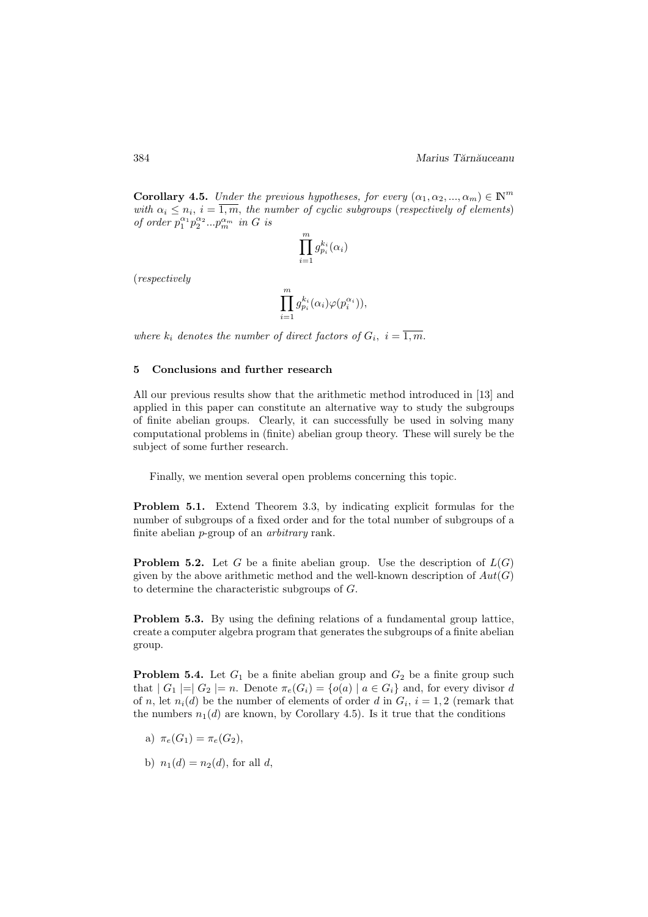**Corollary 4.5.** *Under the previous hypotheses, for every* $(\alpha_1, \alpha_2, ..., \alpha_m) \in \mathbb{N}^m$ *with* $\alpha_i \leq n_i$, $i = \overline{1, m}$, *the number of cyclic subgroups* (*respectively of elements*) *of order* $p_1^{\alpha_1} p_2^{\alpha_2} ... p_m^{\alpha_m}$ *in* $G$ *is*

$$\prod_{i=1}^{m} g_{p_i}^{k_i}(\alpha_i)$$

(*respectively*

$$\prod_{i=1}^{m} g_{p_i}^{k_i}(\alpha_i) \varphi(p_i^{\alpha_i})),$$

*where* $k_i$ *denotes the number of direct factors of* $G_i$, $i = \overline{1, m}$.

## 5 Conclusions and further research

All our previous results show that the arithmetic method introduced in [13] and applied in this paper can constitute an alternative way to study the subgroups of finite abelian groups. Clearly, it can successfully be used in solving many computational problems in (finite) abelian group theory. These will surely be the subject of some further research.

Finally, we mention several open problems concerning this topic.

**Problem 5.1.** Extend Theorem 3.3, by indicating explicit formulas for the number of subgroups of a fixed order and for the total number of subgroups of a finite abelian $p$-group of an *arbitrary* rank.

**Problem 5.2.** Let $G$ be a finite abelian group. Use the description of $L(G)$ given by the above arithmetic method and the well-known description of $Aut(G)$ to determine the characteristic subgroups of $G$.

**Problem 5.3.** By using the defining relations of a fundamental group lattice, create a computer algebra program that generates the subgroups of a finite abelian group.

**Problem 5.4.** Let $G_1$ be a finite abelian group and $G_2$ be a finite group such that $| G_1 |=| G_2 |= n$. Denote $\pi_e(G_i) = \{o(a) \mid a \in G_i\}$ and, for every divisor $d$ of $n$, let $n_i(d)$ be the number of elements of order $d$ in $G_i$, $i = 1, 2$ (remark that the numbers $n_1(d)$ are known, by Corollary 4.5). Is it true that the conditions

a) $\pi_e(G_1) = \pi_e(G_2)$,

b) $n_1(d) = n_2(d)$, for all $d$,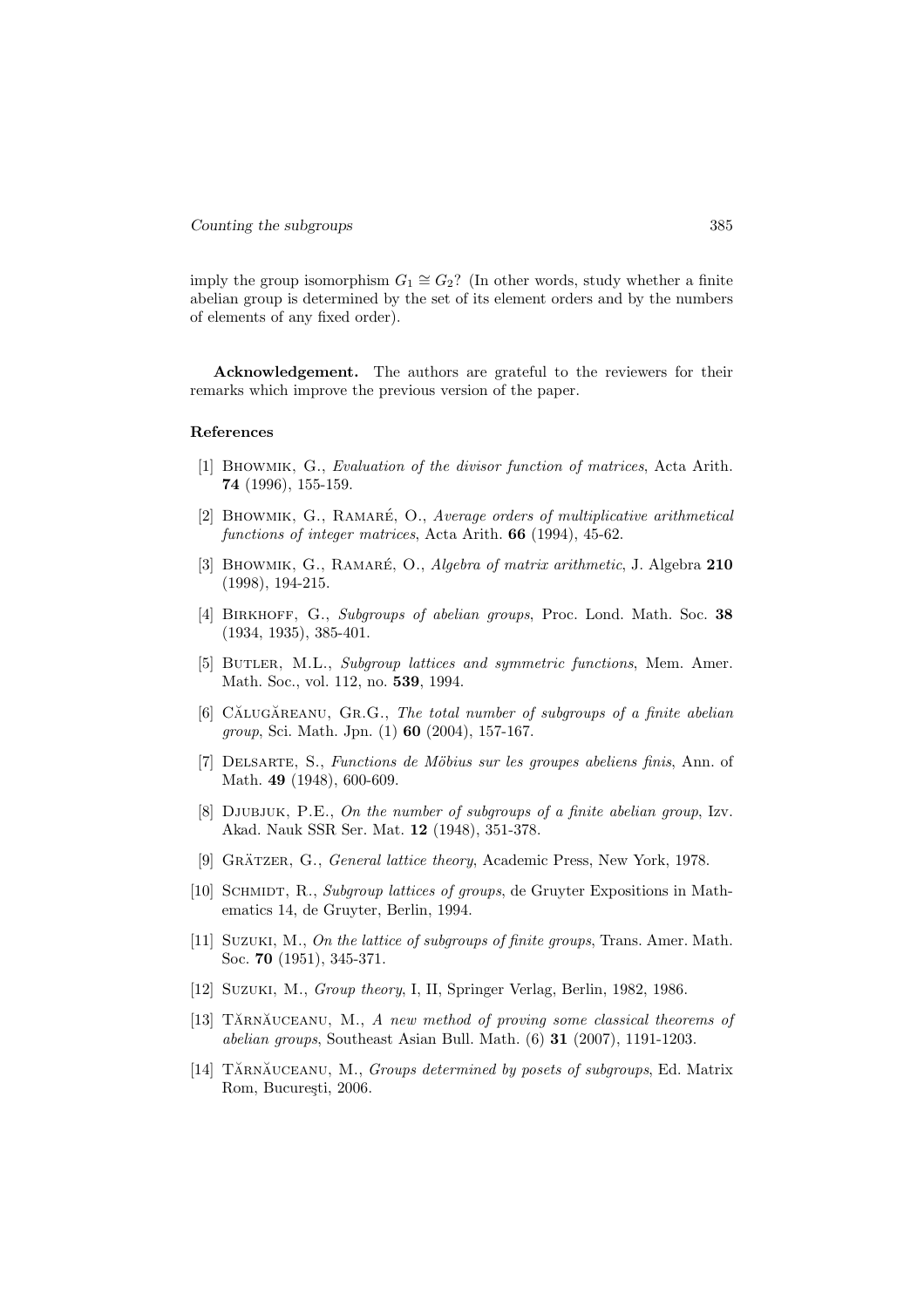imply the group isomorphism $G_1 \cong G_2$? (In other words, study whether a finite abelian group is determined by the set of its element orders and by the numbers of elements of any fixed order).

**Acknowledgement.** The authors are grateful to the reviewers for their remarks which improve the previous version of the paper.

### References

[1] Bhowmik, G., *Evaluation of the divisor function of matrices*, Acta Arith. **74** (1996), 155-159.

[2] Bhowmik, G., Ramaré, O., *Average orders of multiplicative arithmetical functions of integer matrices*, Acta Arith. **66** (1994), 45-62.

[3] Bhowmik, G., Ramaré, O., *Algebra of matrix arithmetic*, J. Algebra **210** (1998), 194-215.

[4] Birkhoff, G., *Subgroups of abelian groups*, Proc. Lond. Math. Soc. **38** (1934, 1935), 385-401.

[5] Butler, M.L., *Subgroup lattices and symmetric functions*, Mem. Amer. Math. Soc., vol. 112, no. **539**, 1994.

[6] Călugăreanu, Gr.G., *The total number of subgroups of a finite abelian group*, Sci. Math. Jpn. (1) **60** (2004), 157-167.

[7] Delsarte, S., *Functions de Möbius sur les groupes abeliens finis*, Ann. of Math. **49** (1948), 600-609.

[8] Djubjuk, P.E., *On the number of subgroups of a finite abelian group*, Izv. Akad. Nauk SSR Ser. Mat. **12** (1948), 351-378.

[9] Grätzer, G., *General lattice theory*, Academic Press, New York, 1978.

[10] Schmidt, R., *Subgroup lattices of groups*, de Gruyter Expositions in Mathematics 14, de Gruyter, Berlin, 1994.

[11] Suzuki, M., *On the lattice of subgroups of finite groups*, Trans. Amer. Math. Soc. **70** (1951), 345-371.

[12] Suzuki, M., *Group theory*, I, II, Springer Verlag, Berlin, 1982, 1986.

[13] Tărnăuceanu, M., *A new method of proving some classical theorems of abelian groups*, Southeast Asian Bull. Math. (6) **31** (2007), 1191-1203.

[14] Tărnăuceanu, M., *Groups determined by posets of subgroups*, Ed. Matrix Rom, Bucureşti, 2006.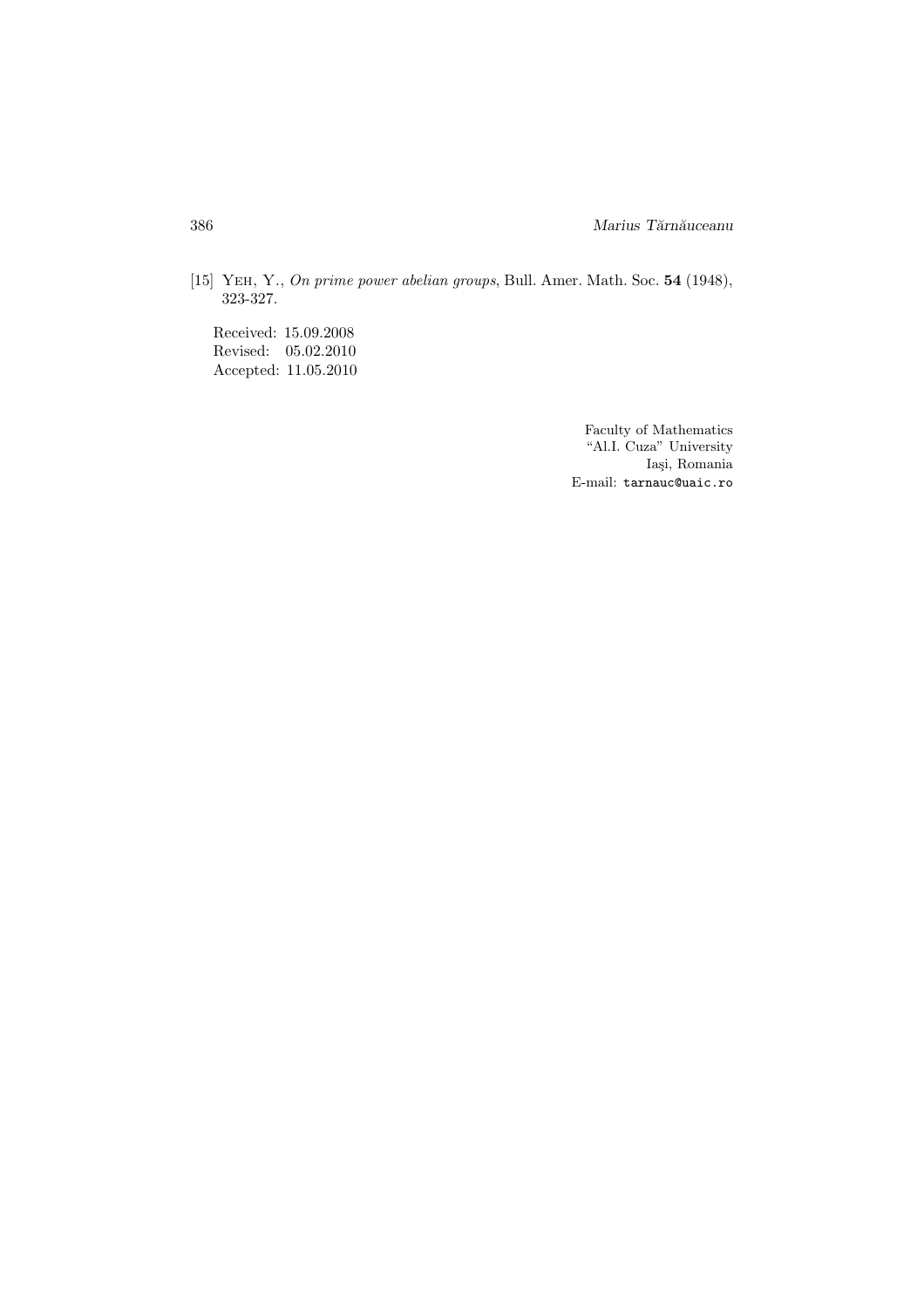[15] Yeh, Y., *On prime power abelian groups*, Bull. Amer. Math. Soc. **54** (1948), 323-327.

Received: 15.09.2008
Revised: 05.02.2010
Accepted: 11.05.2010

Faculty of Mathematics
"Al.I. Cuza" University
Iaşi, Romania
E-mail: tarnauc@uaic.ro